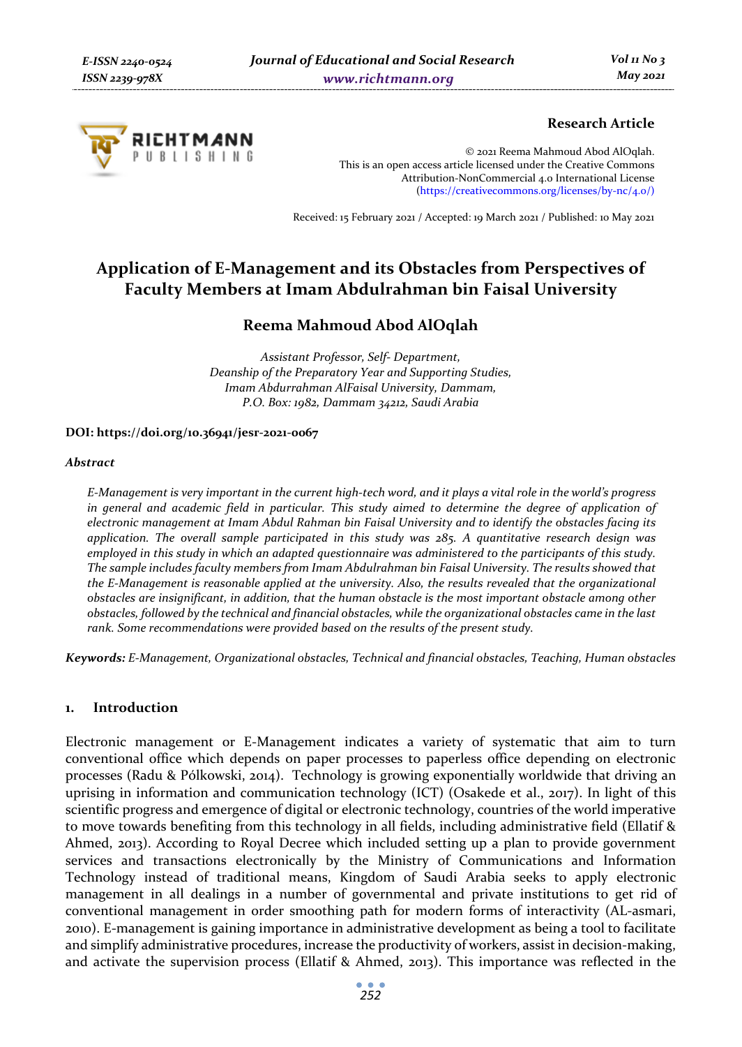**Research Article**

© 2021 Reema Mahmoud Abod AlOqlah.
This is an open access article licensed under the Creative Commons Attribution-NonCommercial 4.0 International License (https://creativecommons.org/licenses/by-nc/4.0/)

Received: 15 February 2021 / Accepted: 19 March 2021 / Published: 10 May 2021

# Application of E-Management and its Obstacles from Perspectives of Faculty Members at Imam Abdulrahman bin Faisal University

## Reema Mahmoud Abod AlOqlah

*Assistant Professor, Self- Department,*
*Deanship of the Preparatory Year and Supporting Studies,*
*Imam Abdurrahman AlFaisal University, Dammam,*
*P.O. Box: 1982, Dammam 34212, Saudi Arabia*

**DOI: https://doi.org/10.36941/jesr-2021-0067**

***Abstract***

*E-Management is very important in the current high-tech word, and it plays a vital role in the world's progress in general and academic field in particular. This study aimed to determine the degree of application of electronic management at Imam Abdul Rahman bin Faisal University and to identify the obstacles facing its application. The overall sample participated in this study was 285. A quantitative research design was employed in this study in which an adapted questionnaire was administered to the participants of this study. The sample includes faculty members from Imam Abdulrahman bin Faisal University. The results showed that the E-Management is reasonable applied at the university. Also, the results revealed that the organizational obstacles are insignificant, in addition, that the human obstacle is the most important obstacle among other obstacles, followed by the technical and financial obstacles, while the organizational obstacles came in the last rank. Some recommendations were provided based on the results of the present study.*

***Keywords:*** *E-Management, Organizational obstacles, Technical and financial obstacles, Teaching, Human obstacles*

## 1. Introduction

Electronic management or E-Management indicates a variety of systematic that aim to turn conventional office which depends on paper processes to paperless office depending on electronic processes (Radu & Pólkowski, 2014). Technology is growing exponentially worldwide that driving an uprising in information and communication technology (ICT) (Osakede et al., 2017). In light of this scientific progress and emergence of digital or electronic technology, countries of the world imperative to move towards benefiting from this technology in all fields, including administrative field (Ellatif & Ahmed, 2013). According to Royal Decree which included setting up a plan to provide government services and transactions electronically by the Ministry of Communications and Information Technology instead of traditional means, Kingdom of Saudi Arabia seeks to apply electronic management in all dealings in a number of governmental and private institutions to get rid of conventional management in order smoothing path for modern forms of interactivity (AL-asmari, 2010). E-management is gaining importance in administrative development as being a tool to facilitate and simplify administrative procedures, increase the productivity of workers, assist in decision-making, and activate the supervision process (Ellatif & Ahmed, 2013). This importance was reflected in the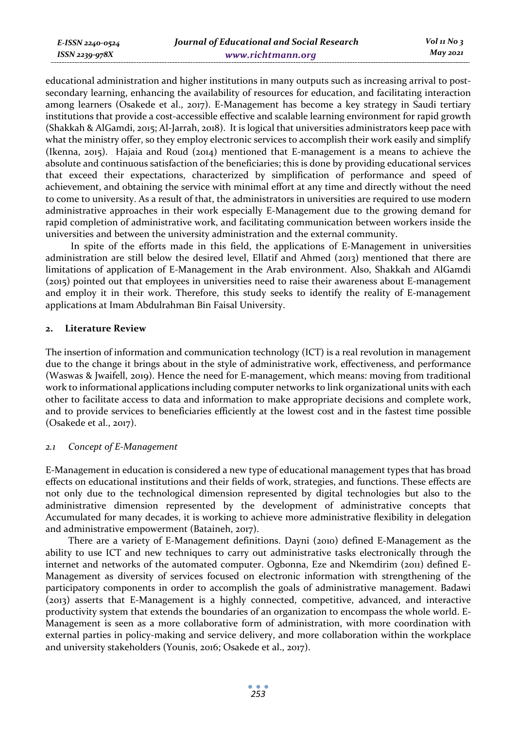educational administration and higher institutions in many outputs such as increasing arrival to post-secondary learning, enhancing the availability of resources for education, and facilitating interaction among learners (Osakede et al., 2017). E-Management has become a key strategy in Saudi tertiary institutions that provide a cost-accessible effective and scalable learning environment for rapid growth (Shakkah & AlGamdi, 2015; Al-Jarrah, 2018). It is logical that universities administrators keep pace with what the ministry offer, so they employ electronic services to accomplish their work easily and simplify (Ikenna, 2015). Hajaia and Roud (2014) mentioned that E-management is a means to achieve the absolute and continuous satisfaction of the beneficiaries; this is done by providing educational services that exceed their expectations, characterized by simplification of performance and speed of achievement, and obtaining the service with minimal effort at any time and directly without the need to come to university. As a result of that, the administrators in universities are required to use modern administrative approaches in their work especially E-Management due to the growing demand for rapid completion of administrative work, and facilitating communication between workers inside the universities and between the university administration and the external community.

In spite of the efforts made in this field, the applications of E-Management in universities administration are still below the desired level, Ellatif and Ahmed (2013) mentioned that there are limitations of application of E-Management in the Arab environment. Also, Shakkah and AlGamdi (2015) pointed out that employees in universities need to raise their awareness about E-management and employ it in their work. Therefore, this study seeks to identify the reality of E-management applications at Imam Abdulrahman Bin Faisal University.

## 2. Literature Review

The insertion of information and communication technology (ICT) is a real revolution in management due to the change it brings about in the style of administrative work, effectiveness, and performance (Waswas & Jwaifell, 2019). Hence the need for E-management, which means: moving from traditional work to informational applications including computer networks to link organizational units with each other to facilitate access to data and information to make appropriate decisions and complete work, and to provide services to beneficiaries efficiently at the lowest cost and in the fastest time possible (Osakede et al., 2017).

### *2.1 Concept of E-Management*

E-Management in education is considered a new type of educational management types that has broad effects on educational institutions and their fields of work, strategies, and functions. These effects are not only due to the technological dimension represented by digital technologies but also to the administrative dimension represented by the development of administrative concepts that Accumulated for many decades, it is working to achieve more administrative flexibility in delegation and administrative empowerment (Bataineh, 2017).

There are a variety of E-Management definitions. Dayni (2010) defined E-Management as the ability to use ICT and new techniques to carry out administrative tasks electronically through the internet and networks of the automated computer. Ogbonna, Eze and Nkemdirim (2011) defined E-Management as diversity of services focused on electronic information with strengthening of the participatory components in order to accomplish the goals of administrative management. Badawi (2013) asserts that E-Management is a highly connected, competitive, advanced, and interactive productivity system that extends the boundaries of an organization to encompass the whole world. E-Management is seen as a more collaborative form of administration, with more coordination with external parties in policy-making and service delivery, and more collaboration within the workplace and university stakeholders (Younis, 2016; Osakede et al., 2017).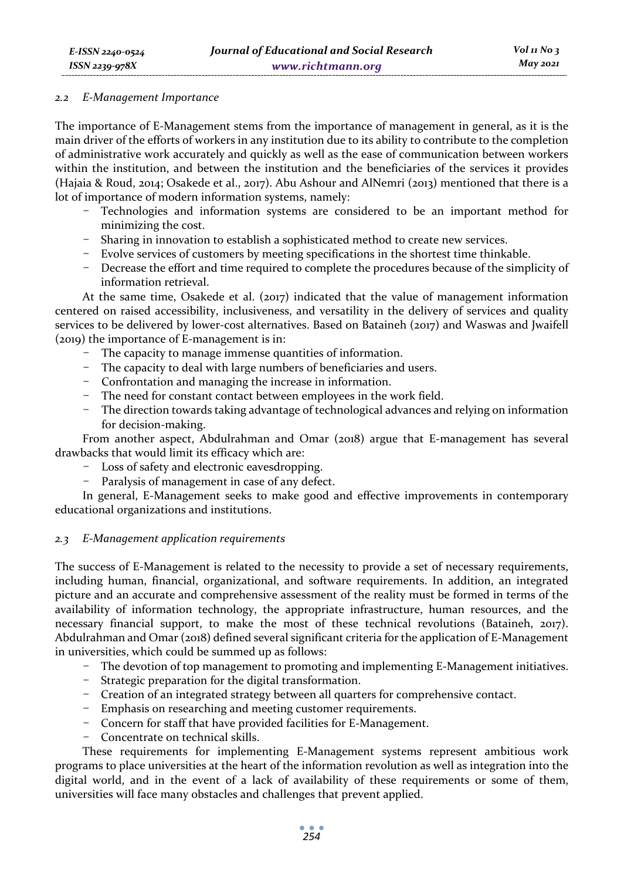### 2.2 E-Management Importance

The importance of E-Management stems from the importance of management in general, as it is the main driver of the efforts of workers in any institution due to its ability to contribute to the completion of administrative work accurately and quickly as well as the ease of communication between workers within the institution, and between the institution and the beneficiaries of the services it provides (Hajaia & Roud, 2014; Osakede et al., 2017). Abu Ashour and AlNemri (2013) mentioned that there is a lot of importance of modern information systems, namely:

- Technologies and information systems are considered to be an important method for minimizing the cost.
- Sharing in innovation to establish a sophisticated method to create new services.
- Evolve services of customers by meeting specifications in the shortest time thinkable.
- Decrease the effort and time required to complete the procedures because of the simplicity of information retrieval.

At the same time, Osakede et al. (2017) indicated that the value of management information centered on raised accessibility, inclusiveness, and versatility in the delivery of services and quality services to be delivered by lower-cost alternatives. Based on Bataineh (2017) and Waswas and Jwaifell (2019) the importance of E-management is in:

- The capacity to manage immense quantities of information.
- The capacity to deal with large numbers of beneficiaries and users.
- Confrontation and managing the increase in information.
- The need for constant contact between employees in the work field.
- The direction towards taking advantage of technological advances and relying on information for decision-making.

From another aspect, Abdulrahman and Omar (2018) argue that E-management has several drawbacks that would limit its efficacy which are:

- Loss of safety and electronic eavesdropping.
- Paralysis of management in case of any defect.

In general, E-Management seeks to make good and effective improvements in contemporary educational organizations and institutions.

### 2.3 E-Management application requirements

The success of E-Management is related to the necessity to provide a set of necessary requirements, including human, financial, organizational, and software requirements. In addition, an integrated picture and an accurate and comprehensive assessment of the reality must be formed in terms of the availability of information technology, the appropriate infrastructure, human resources, and the necessary financial support, to make the most of these technical revolutions (Bataineh, 2017). Abdulrahman and Omar (2018) defined several significant criteria for the application of E-Management in universities, which could be summed up as follows:

- The devotion of top management to promoting and implementing E-Management initiatives.
- Strategic preparation for the digital transformation.
- Creation of an integrated strategy between all quarters for comprehensive contact.
- Emphasis on researching and meeting customer requirements.
- Concern for staff that have provided facilities for E-Management.
- Concentrate on technical skills.

These requirements for implementing E-Management systems represent ambitious work programs to place universities at the heart of the information revolution as well as integration into the digital world, and in the event of a lack of availability of these requirements or some of them, universities will face many obstacles and challenges that prevent applied.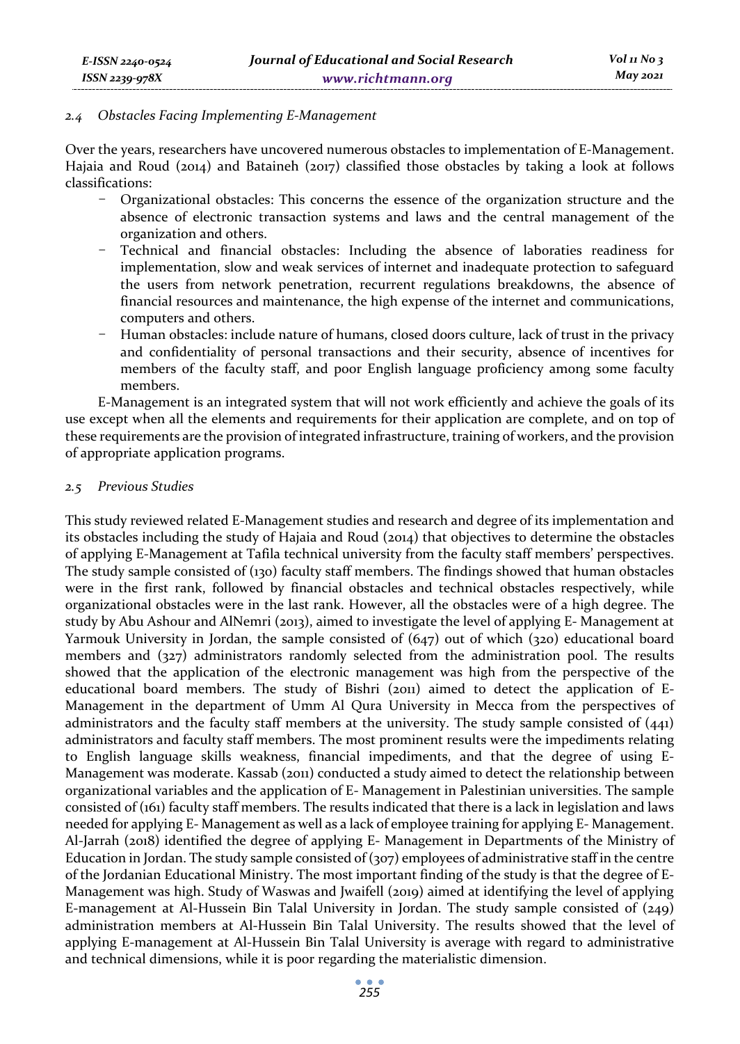### *2.4 Obstacles Facing Implementing E-Management*

Over the years, researchers have uncovered numerous obstacles to implementation of E-Management. Hajaia and Roud (2014) and Bataineh (2017) classified those obstacles by taking a look at follows classifications:

- Organizational obstacles: This concerns the essence of the organization structure and the absence of electronic transaction systems and laws and the central management of the organization and others.
- Technical and financial obstacles: Including the absence of laboraties readiness for implementation, slow and weak services of internet and inadequate protection to safeguard the users from network penetration, recurrent regulations breakdowns, the absence of financial resources and maintenance, the high expense of the internet and communications, computers and others.
- Human obstacles: include nature of humans, closed doors culture, lack of trust in the privacy and confidentiality of personal transactions and their security, absence of incentives for members of the faculty staff, and poor English language proficiency among some faculty members.

E-Management is an integrated system that will not work efficiently and achieve the goals of its use except when all the elements and requirements for their application are complete, and on top of these requirements are the provision of integrated infrastructure, training of workers, and the provision of appropriate application programs.

### *2.5 Previous Studies*

This study reviewed related E-Management studies and research and degree of its implementation and its obstacles including the study of Hajaia and Roud (2014) that objectives to determine the obstacles of applying E-Management at Tafila technical university from the faculty staff members' perspectives. The study sample consisted of (130) faculty staff members. The findings showed that human obstacles were in the first rank, followed by financial obstacles and technical obstacles respectively, while organizational obstacles were in the last rank. However, all the obstacles were of a high degree. The study by Abu Ashour and AlNemri (2013), aimed to investigate the level of applying E- Management at Yarmouk University in Jordan, the sample consisted of (647) out of which (320) educational board members and (327) administrators randomly selected from the administration pool. The results showed that the application of the electronic management was high from the perspective of the educational board members. The study of Bishri (2011) aimed to detect the application of E-Management in the department of Umm Al Qura University in Mecca from the perspectives of administrators and the faculty staff members at the university. The study sample consisted of (441) administrators and faculty staff members. The most prominent results were the impediments relating to English language skills weakness, financial impediments, and that the degree of using E-Management was moderate. Kassab (2011) conducted a study aimed to detect the relationship between organizational variables and the application of E- Management in Palestinian universities. The sample consisted of (161) faculty staff members. The results indicated that there is a lack in legislation and laws needed for applying E- Management as well as a lack of employee training for applying E- Management. Al-Jarrah (2018) identified the degree of applying E- Management in Departments of the Ministry of Education in Jordan. The study sample consisted of (307) employees of administrative staff in the centre of the Jordanian Educational Ministry. The most important finding of the study is that the degree of E-Management was high. Study of Waswas and Jwaifell (2019) aimed at identifying the level of applying E-management at Al-Hussein Bin Talal University in Jordan. The study sample consisted of (249) administration members at Al-Hussein Bin Talal University. The results showed that the level of applying E-management at Al-Hussein Bin Talal University is average with regard to administrative and technical dimensions, while it is poor regarding the materialistic dimension.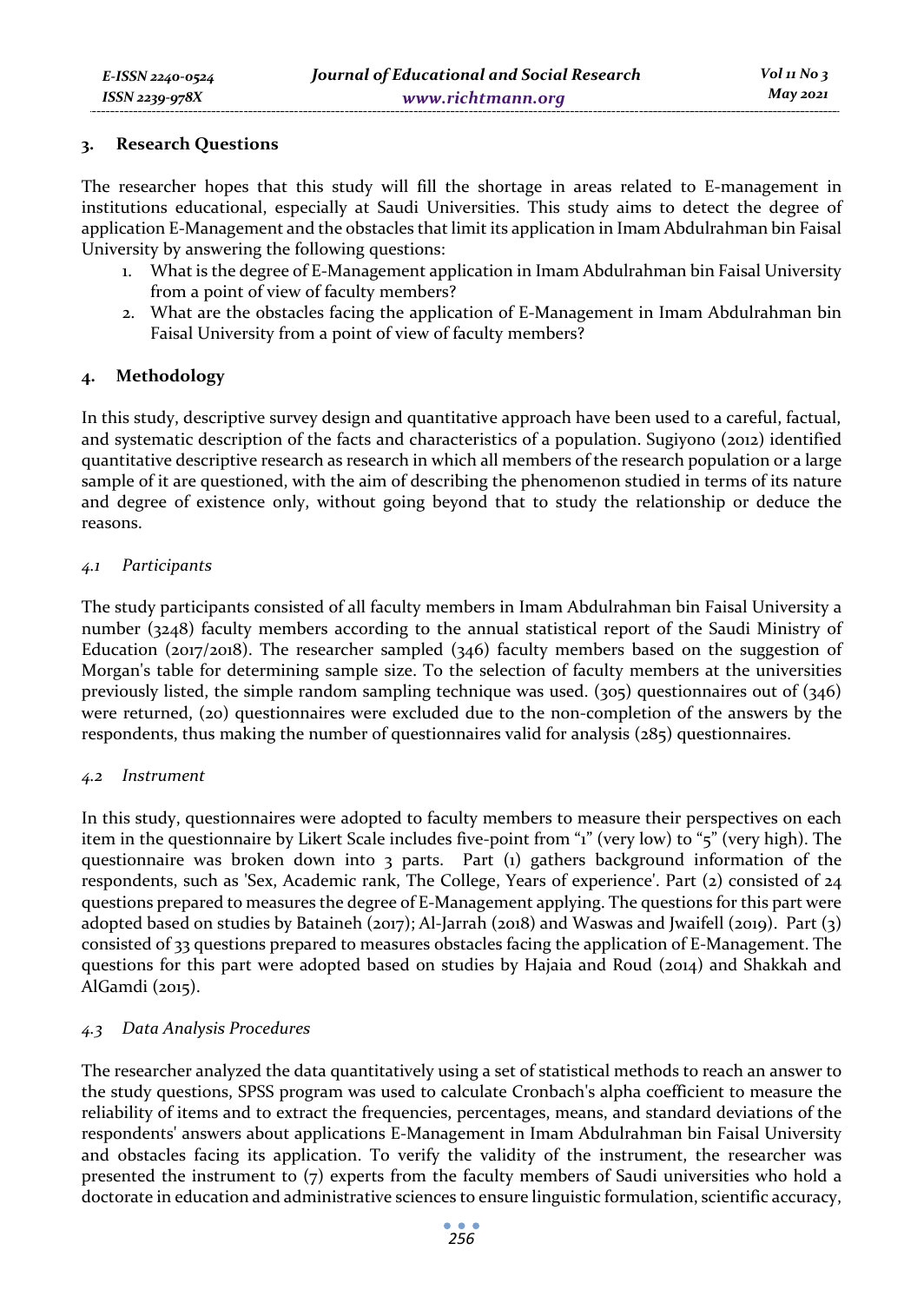## 3. Research Questions

The researcher hopes that this study will fill the shortage in areas related to E-management in institutions educational, especially at Saudi Universities. This study aims to detect the degree of application E-Management and the obstacles that limit its application in Imam Abdulrahman bin Faisal University by answering the following questions:

1. What is the degree of E-Management application in Imam Abdulrahman bin Faisal University from a point of view of faculty members?
2. What are the obstacles facing the application of E-Management in Imam Abdulrahman bin Faisal University from a point of view of faculty members?

## 4. Methodology

In this study, descriptive survey design and quantitative approach have been used to a careful, factual, and systematic description of the facts and characteristics of a population. Sugiyono (2012) identified quantitative descriptive research as research in which all members of the research population or a large sample of it are questioned, with the aim of describing the phenomenon studied in terms of its nature and degree of existence only, without going beyond that to study the relationship or deduce the reasons.

### *4.1 Participants*

The study participants consisted of all faculty members in Imam Abdulrahman bin Faisal University a number (3248) faculty members according to the annual statistical report of the Saudi Ministry of Education (2017/2018). The researcher sampled (346) faculty members based on the suggestion of Morgan's table for determining sample size. To the selection of faculty members at the universities previously listed, the simple random sampling technique was used. (305) questionnaires out of (346) were returned, (20) questionnaires were excluded due to the non-completion of the answers by the respondents, thus making the number of questionnaires valid for analysis (285) questionnaires.

### *4.2 Instrument*

In this study, questionnaires were adopted to faculty members to measure their perspectives on each item in the questionnaire by Likert Scale includes five-point from "1" (very low) to "5" (very high). The questionnaire was broken down into 3 parts. Part (1) gathers background information of the respondents, such as 'Sex, Academic rank, The College, Years of experience'. Part (2) consisted of 24 questions prepared to measures the degree of E-Management applying. The questions for this part were adopted based on studies by Bataineh (2017); Al-Jarrah (2018) and Waswas and Jwaifell (2019). Part (3) consisted of 33 questions prepared to measures obstacles facing the application of E-Management. The questions for this part were adopted based on studies by Hajaia and Roud (2014) and Shakkah and AlGamdi (2015).

### *4.3 Data Analysis Procedures*

The researcher analyzed the data quantitatively using a set of statistical methods to reach an answer to the study questions, SPSS program was used to calculate Cronbach's alpha coefficient to measure the reliability of items and to extract the frequencies, percentages, means, and standard deviations of the respondents' answers about applications E-Management in Imam Abdulrahman bin Faisal University and obstacles facing its application. To verify the validity of the instrument, the researcher was presented the instrument to (7) experts from the faculty members of Saudi universities who hold a doctorate in education and administrative sciences to ensure linguistic formulation, scientific accuracy,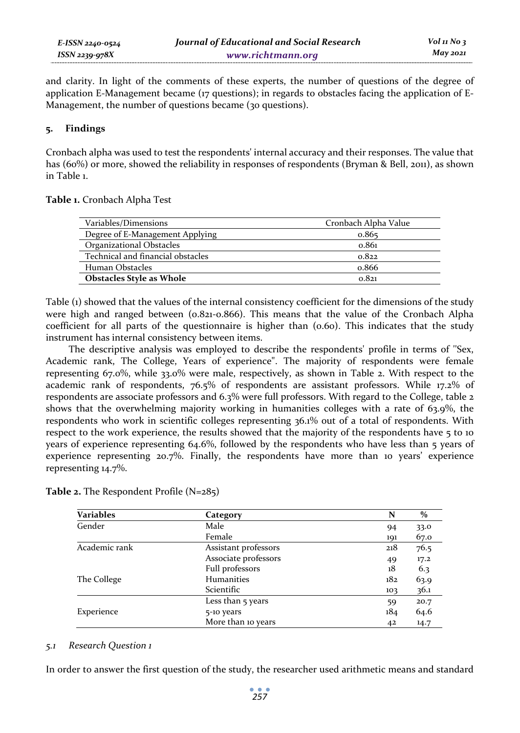and clarity. In light of the comments of these experts, the number of questions of the degree of application E-Management became (17 questions); in regards to obstacles facing the application of E-Management, the number of questions became (30 questions).

## 5. Findings

Cronbach alpha was used to test the respondents' internal accuracy and their responses. The value that has (60%) or more, showed the reliability in responses of respondents (Bryman & Bell, 2011), as shown in Table 1.

**Table 1.** Cronbach Alpha Test

| Variables/Dimensions | Cronbach Alpha Value |
|---|---|
| Degree of E-Management Applying | 0.865 |
| Organizational Obstacles | 0.861 |
| Technical and financial obstacles | 0.822 |
| Human Obstacles | 0.866 |
| **Obstacles Style as Whole** | 0.821 |

Table (1) showed that the values of the internal consistency coefficient for the dimensions of the study were high and ranged between (0.821-0.866). This means that the value of the Cronbach Alpha coefficient for all parts of the questionnaire is higher than (0.60). This indicates that the study instrument has internal consistency between items.

The descriptive analysis was employed to describe the respondents' profile in terms of "Sex, Academic rank, The College, Years of experience". The majority of respondents were female representing 67.0%, while 33.0% were male, respectively, as shown in Table 2. With respect to the academic rank of respondents, 76.5% of respondents are assistant professors. While 17.2% of respondents are associate professors and 6.3% were full professors. With regard to the College, table 2 shows that the overwhelming majority working in humanities colleges with a rate of 63.9%, the respondents who work in scientific colleges representing 36.1% out of a total of respondents. With respect to the work experience, the results showed that the majority of the respondents have 5 to 10 years of experience representing 64.6%, followed by the respondents who have less than 5 years of experience representing 20.7%. Finally, the respondents have more than 10 years' experience representing 14.7%.

**Table 2.** The Respondent Profile (N=285)

| Variables | Category | N | % |
|---|---|---|---|
| Gender | Male | 94 | 33.0 |
| | Female | 191 | 67.0 |
| Academic rank | Assistant professors | 218 | 76.5 |
| | Associate professors | 49 | 17.2 |
| | Full professors | 18 | 6.3 |
| The College | Humanities | 182 | 63.9 |
| | Scientific | 103 | 36.1 |
| | Less than 5 years | 59 | 20.7 |
| Experience | 5-10 years | 184 | 64.6 |
| | More than 10 years | 42 | 14.7 |

### *5.1 Research Question 1*

In order to answer the first question of the study, the researcher used arithmetic means and standard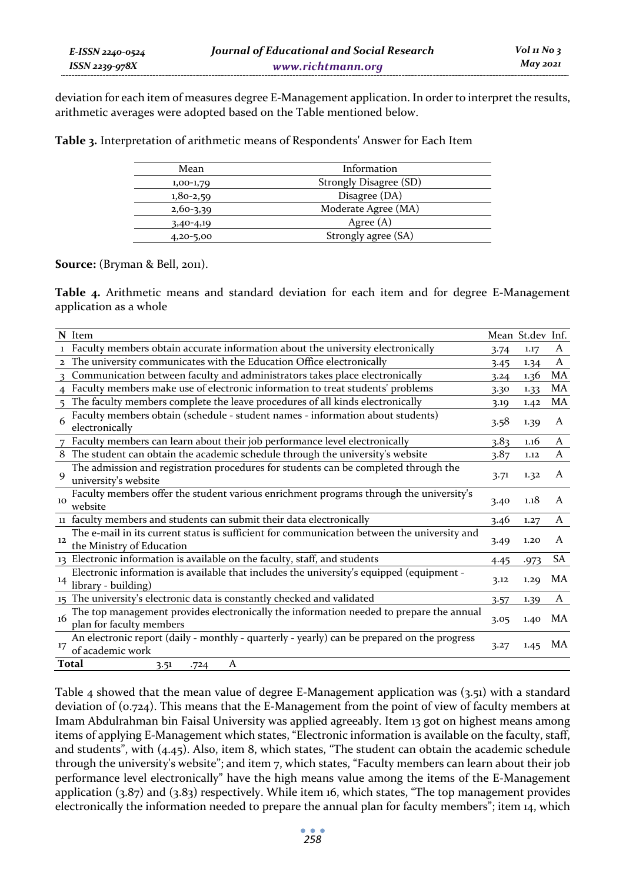deviation for each item of measures degree E-Management application. In order to interpret the results, arithmetic averages were adopted based on the Table mentioned below.

**Table 3.** Interpretation of arithmetic means of Respondents' Answer for Each Item

| Mean | Information |
|---|---|
| 1,00-1,79 | Strongly Disagree (SD) |
| 1,80-2,59 | Disagree (DA) |
| 2,60-3,39 | Moderate Agree (MA) |
| 3,40-4,19 | Agree (A) |
| 4,20-5,00 | Strongly agree (SA) |

**Source:** (Bryman & Bell, 2011).

**Table 4.** Arithmetic means and standard deviation for each item and for degree E-Management application as a whole

| N | Item | Mean | St.dev | Inf. |
|---|---|---|---|---|
| 1 | Faculty members obtain accurate information about the university electronically | 3.74 | 1.17 | A |
| 2 | The university communicates with the Education Office electronically | 3.45 | 1.34 | A |
| 3 | Communication between faculty and administrators takes place electronically | 3.24 | 1.36 | MA |
| 4 | Faculty members make use of electronic information to treat students' problems | 3.30 | 1.33 | MA |
| 5 | The faculty members complete the leave procedures of all kinds electronically | 3.19 | 1.42 | MA |
| 6 | Faculty members obtain (schedule - student names - information about students) electronically | 3.58 | 1.39 | A |
| 7 | Faculty members can learn about their job performance level electronically | 3.83 | 1.16 | A |
| 8 | The student can obtain the academic schedule through the university's website | 3.87 | 1.12 | A |
| 9 | The admission and registration procedures for students can be completed through the university's website | 3.71 | 1.32 | A |
| 10 | Faculty members offer the student various enrichment programs through the university's website | 3.40 | 1.18 | A |
| 11 | faculty members and students can submit their data electronically | 3.46 | 1.27 | A |
| 12 | The e-mail in its current status is sufficient for communication between the university and the Ministry of Education | 3.49 | 1.20 | A |
| 13 | Electronic information is available on the faculty, staff, and students | 4.45 | .973 | SA |
| 14 | Electronic information is available that includes the university's equipped (equipment - library - building) | 3.12 | 1.29 | MA |
| 15 | The university's electronic data is constantly checked and validated | 3.57 | 1.39 | A |
| 16 | The top management provides electronically the information needed to prepare the annual plan for faculty members | 3.05 | 1.40 | MA |
| 17 | An electronic report (daily - monthly - quarterly - yearly) can be prepared on the progress of academic work | 3.27 | 1.45 | MA |
| **Total** | | 3.51 | .724 | A |

Table 4 showed that the mean value of degree E-Management application was (3.51) with a standard deviation of (0.724). This means that the E-Management from the point of view of faculty members at Imam Abdulrahman bin Faisal University was applied agreeably. Item 13 got on highest means among items of applying E-Management which states, "Electronic information is available on the faculty, staff, and students", with (4.45). Also, item 8, which states, "The student can obtain the academic schedule through the university's website"; and item 7, which states, "Faculty members can learn about their job performance level electronically" have the high means value among the items of the E-Management application (3.87) and (3.83) respectively. While item 16, which states, "The top management provides electronically the information needed to prepare the annual plan for faculty members"; item 14, which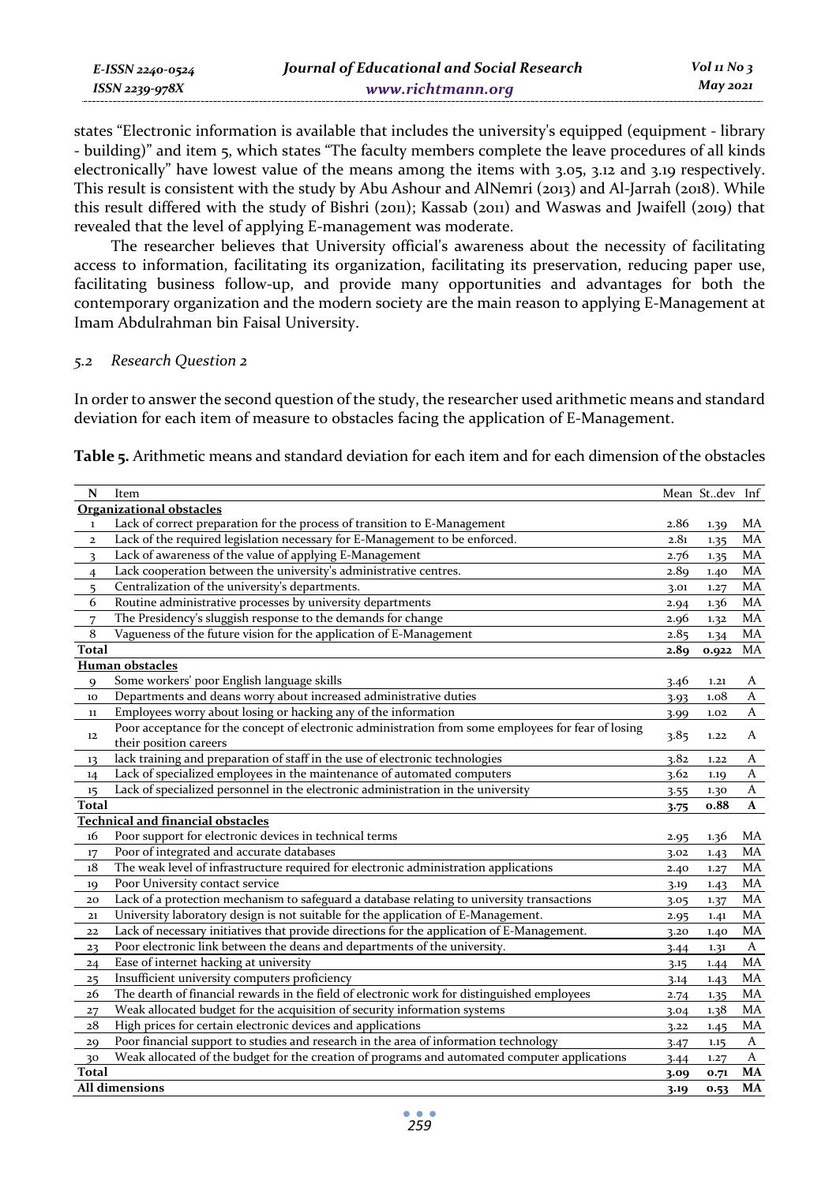states "Electronic information is available that includes the university's equipped (equipment - library - building)" and item 5, which states "The faculty members complete the leave procedures of all kinds electronically" have lowest value of the means among the items with 3.05, 3.12 and 3.19 respectively. This result is consistent with the study by Abu Ashour and AlNemri (2013) and Al-Jarrah (2018). While this result differed with the study of Bishri (2011); Kassab (2011) and Waswas and Jwaifell (2019) that revealed that the level of applying E-management was moderate.

The researcher believes that University official's awareness about the necessity of facilitating access to information, facilitating its organization, facilitating its preservation, reducing paper use, facilitating business follow-up, and provide many opportunities and advantages for both the contemporary organization and the modern society are the main reason to applying E-Management at Imam Abdulrahman bin Faisal University.

### *5.2 Research Question 2*

In order to answer the second question of the study, the researcher used arithmetic means and standard deviation for each item of measure to obstacles facing the application of E-Management.

**Table 5.** Arithmetic means and standard deviation for each item and for each dimension of the obstacles

| N | Item | Mean | St..dev | Inf |
|---|---|---|---|---|
| **Organizational obstacles** | | | | |
| 1 | Lack of correct preparation for the process of transition to E-Management | 2.86 | 1.39 | MA |
| 2 | Lack of the required legislation necessary for E-Management to be enforced. | 2.81 | 1.35 | MA |
| 3 | Lack of awareness of the value of applying E-Management | 2.76 | 1.35 | MA |
| 4 | Lack cooperation between the university's administrative centres. | 2.89 | 1.40 | MA |
| 5 | Centralization of the university's departments. | 3.01 | 1.27 | MA |
| 6 | Routine administrative processes by university departments | 2.94 | 1.36 | MA |
| 7 | The Presidency's sluggish response to the demands for change | 2.96 | 1.32 | MA |
| 8 | Vagueness of the future vision for the application of E-Management | 2.85 | 1.34 | MA |
| **Total** | | **2.89** | **0.922** | MA |
| **Human obstacles** | | | | |
| 9 | Some workers' poor English language skills | 3.46 | 1.21 | A |
| 10 | Departments and deans worry about increased administrative duties | 3.93 | 1.08 | A |
| 11 | Employees worry about losing or hacking any of the information | 3.99 | 1.02 | A |
| 12 | Poor acceptance for the concept of electronic administration from some employees for fear of losing their position careers | 3.85 | 1.22 | A |
| 13 | lack training and preparation of staff in the use of electronic technologies | 3.82 | 1.22 | A |
| 14 | Lack of specialized employees in the maintenance of automated computers | 3.62 | 1.19 | A |
| 15 | Lack of specialized personnel in the electronic administration in the university | 3.55 | 1.30 | A |
| **Total** | | **3.75** | **0.88** | **A** |
| **Technical and financial obstacles** | | | | |
| 16 | Poor support for electronic devices in technical terms | 2.95 | 1.36 | MA |
| 17 | Poor of integrated and accurate databases | 3.02 | 1.43 | MA |
| 18 | The weak level of infrastructure required for electronic administration applications | 2.40 | 1.27 | MA |
| 19 | Poor University contact service | 3.19 | 1.43 | MA |
| 20 | Lack of a protection mechanism to safeguard a database relating to university transactions | 3.05 | 1.37 | MA |
| 21 | University laboratory design is not suitable for the application of E-Management. | 2.95 | 1.41 | MA |
| 22 | Lack of necessary initiatives that provide directions for the application of E-Management. | 3.20 | 1.40 | MA |
| 23 | Poor electronic link between the deans and departments of the university. | 3.44 | 1.31 | A |
| 24 | Ease of internet hacking at university | 3.15 | 1.44 | MA |
| 25 | Insufficient university computers proficiency | 3.14 | 1.43 | MA |
| 26 | The dearth of financial rewards in the field of electronic work for distinguished employees | 2.74 | 1.35 | MA |
| 27 | Weak allocated budget for the acquisition of security information systems | 3.04 | 1.38 | MA |
| 28 | High prices for certain electronic devices and applications | 3.22 | 1.45 | MA |
| 29 | Poor financial support to studies and research in the area of information technology | 3.47 | 1.15 | A |
| 30 | Weak allocated of the budget for the creation of programs and automated computer applications | 3.44 | 1.27 | A |
| **Total** | | **3.09** | **0.71** | **MA** |
| **All dimensions** | | **3.19** | **0.53** | **MA** |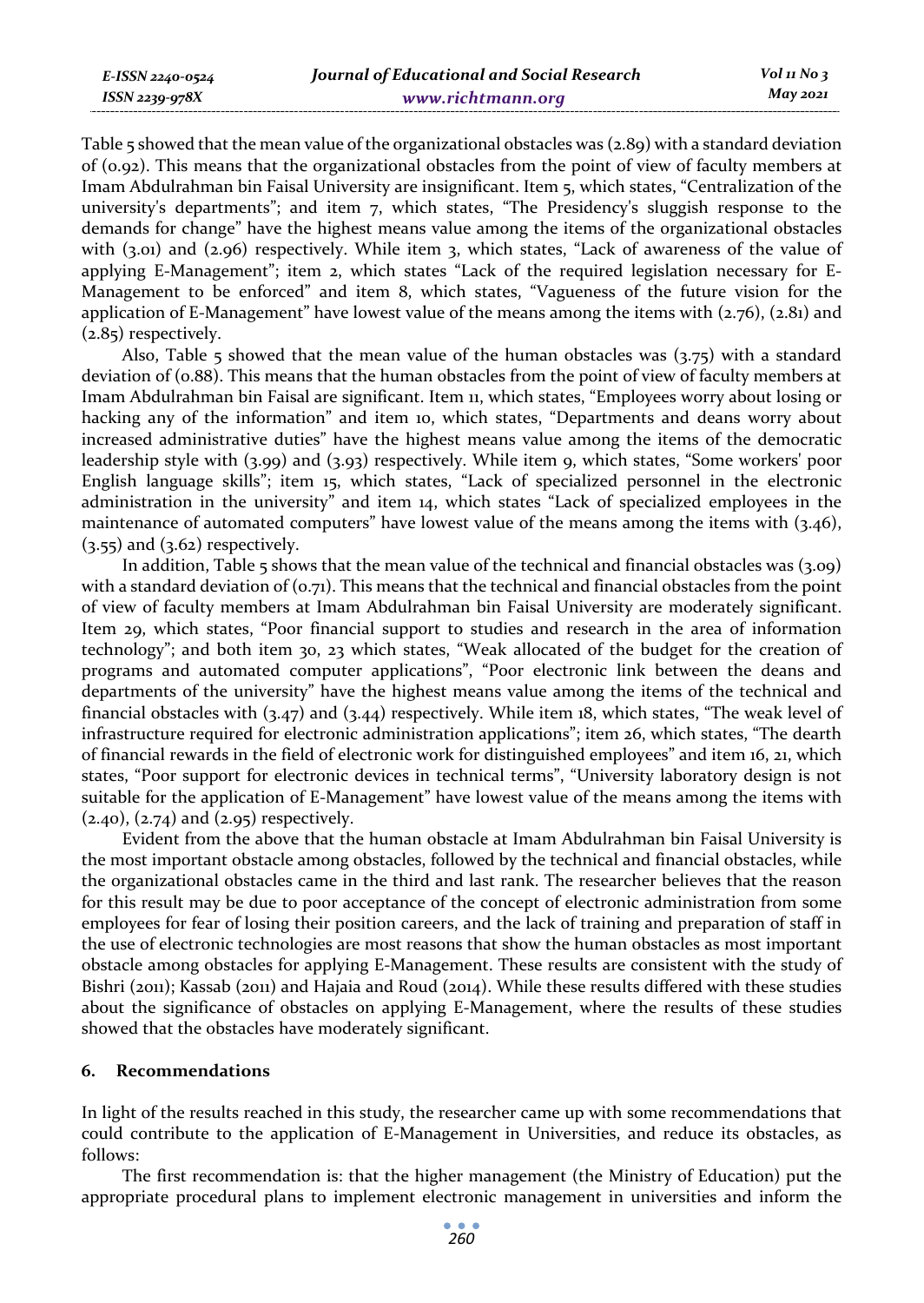Table 5 showed that the mean value of the organizational obstacles was (2.89) with a standard deviation of (0.92). This means that the organizational obstacles from the point of view of faculty members at Imam Abdulrahman bin Faisal University are insignificant. Item 5, which states, "Centralization of the university's departments"; and item 7, which states, "The Presidency's sluggish response to the demands for change" have the highest means value among the items of the organizational obstacles with (3.01) and (2.96) respectively. While item 3, which states, "Lack of awareness of the value of applying E-Management"; item 2, which states "Lack of the required legislation necessary for E-Management to be enforced" and item 8, which states, "Vagueness of the future vision for the application of E-Management" have lowest value of the means among the items with (2.76), (2.81) and (2.85) respectively.

Also, Table 5 showed that the mean value of the human obstacles was (3.75) with a standard deviation of (0.88). This means that the human obstacles from the point of view of faculty members at Imam Abdulrahman bin Faisal are significant. Item 11, which states, "Employees worry about losing or hacking any of the information" and item 10, which states, "Departments and deans worry about increased administrative duties" have the highest means value among the items of the democratic leadership style with (3.99) and (3.93) respectively. While item 9, which states, "Some workers' poor English language skills"; item 15, which states, "Lack of specialized personnel in the electronic administration in the university" and item 14, which states "Lack of specialized employees in the maintenance of automated computers" have lowest value of the means among the items with (3.46), (3.55) and (3.62) respectively.

In addition, Table 5 shows that the mean value of the technical and financial obstacles was (3.09) with a standard deviation of (0.71). This means that the technical and financial obstacles from the point of view of faculty members at Imam Abdulrahman bin Faisal University are moderately significant. Item 29, which states, "Poor financial support to studies and research in the area of information technology"; and both item 30, 23 which states, "Weak allocated of the budget for the creation of programs and automated computer applications", "Poor electronic link between the deans and departments of the university" have the highest means value among the items of the technical and financial obstacles with (3.47) and (3.44) respectively. While item 18, which states, "The weak level of infrastructure required for electronic administration applications"; item 26, which states, "The dearth of financial rewards in the field of electronic work for distinguished employees" and item 16, 21, which states, "Poor support for electronic devices in technical terms", "University laboratory design is not suitable for the application of E-Management" have lowest value of the means among the items with (2.40), (2.74) and (2.95) respectively.

Evident from the above that the human obstacle at Imam Abdulrahman bin Faisal University is the most important obstacle among obstacles, followed by the technical and financial obstacles, while the organizational obstacles came in the third and last rank. The researcher believes that the reason for this result may be due to poor acceptance of the concept of electronic administration from some employees for fear of losing their position careers, and the lack of training and preparation of staff in the use of electronic technologies are most reasons that show the human obstacles as most important obstacle among obstacles for applying E-Management. These results are consistent with the study of Bishri (2011); Kassab (2011) and Hajaia and Roud (2014). While these results differed with these studies about the significance of obstacles on applying E-Management, where the results of these studies showed that the obstacles have moderately significant.

## 6. Recommendations

In light of the results reached in this study, the researcher came up with some recommendations that could contribute to the application of E-Management in Universities, and reduce its obstacles, as follows:

The first recommendation is: that the higher management (the Ministry of Education) put the appropriate procedural plans to implement electronic management in universities and inform the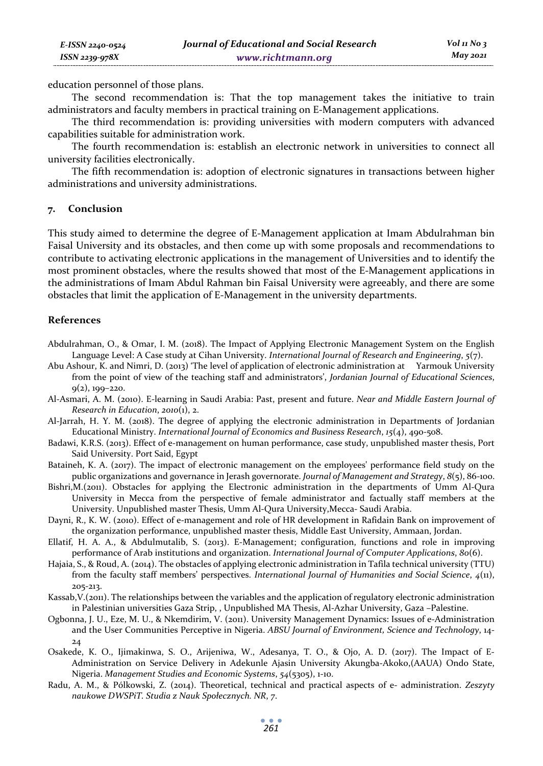education personnel of those plans.

The second recommendation is: That the top management takes the initiative to train administrators and faculty members in practical training on E-Management applications.

The third recommendation is: providing universities with modern computers with advanced capabilities suitable for administration work.

The fourth recommendation is: establish an electronic network in universities to connect all university facilities electronically.

The fifth recommendation is: adoption of electronic signatures in transactions between higher administrations and university administrations.

## 7. Conclusion

This study aimed to determine the degree of E-Management application at Imam Abdulrahman bin Faisal University and its obstacles, and then come up with some proposals and recommendations to contribute to activating electronic applications in the management of Universities and to identify the most prominent obstacles, where the results showed that most of the E-Management applications in the administrations of Imam Abdul Rahman bin Faisal University were agreeably, and there are some obstacles that limit the application of E-Management in the university departments.

## References

Abdulrahman, O., & Omar, I. M. (2018). The Impact of Applying Electronic Management System on the English Language Level: A Case study at Cihan University. *International Journal of Research and Engineering*, *5*(7).

Abu Ashour, K. and Nimri, D. (2013) 'The level of application of electronic administration at Yarmouk University from the point of view of the teaching staff and administrators', *Jordanian Journal of Educational Sciences*, 9(2), 199–220.

Al-Asmari, A. M. (2010). E-learning in Saudi Arabia: Past, present and future. *Near and Middle Eastern Journal of Research in Education*, *2010*(1), 2.

Al-Jarrah, H. Y. M. (2018). The degree of applying the electronic administration in Departments of Jordanian Educational Ministry. *International Journal of Economics and Business Research*, *15*(4), 490-508.

Badawi, K.R.S. (2013). Effect of e-management on human performance, case study, unpublished master thesis, Port Said University. Port Said, Egypt

Bataineh, K. A. (2017). The impact of electronic management on the employees' performance field study on the public organizations and governance in Jerash governorate. *Journal of Management and Strategy*, *8*(5), 86-100.

Bishri,M.(2011). Obstacles for applying the Electronic administration in the departments of Umm Al-Qura University in Mecca from the perspective of female administrator and factually staff members at the University. Unpublished master Thesis, Umm Al-Qura University,Mecca- Saudi Arabia.

Dayni, R., K. W. (2010). Effect of e-management and role of HR development in Rafidain Bank on improvement of the organization performance, unpublished master thesis, Middle East University, Ammaan, Jordan.

Ellatif, H. A. A., & Abdulmutalib, S. (2013). E-Management; configuration, functions and role in improving performance of Arab institutions and organization. *International Journal of Computer Applications*, *80*(6).

Hajaia, S., & Roud, A. (2014). The obstacles of applying electronic administration in Tafila technical university (TTU) from the faculty staff members' perspectives. *International Journal of Humanities and Social Science*, *4*(11), 205-213.

Kassab,V.(2011). The relationships between the variables and the application of regulatory electronic administration in Palestinian universities Gaza Strip, , Unpublished MA Thesis, Al-Azhar University, Gaza –Palestine.

Ogbonna, J. U., Eze, M. U., & Nkemdirim, V. (2011). University Management Dynamics: Issues of e-Administration and the User Communities Perceptive in Nigeria. *ABSU Journal of Environment, Science and Technology*, 14-24

Osakede, K. O., Ijimakinwa, S. O., Arijeniwa, W., Adesanya, T. O., & Ojo, A. D. (2017). The Impact of E-Administration on Service Delivery in Adekunle Ajasin University Akungba-Akoko,(AAUA) Ondo State, Nigeria. *Management Studies and Economic Systems*, *54*(5305), 1-10.

Radu, A. M., & Pólkowski, Z. (2014). Theoretical, technical and practical aspects of e- administration. *Zeszyty naukowe DWSPiT. Studia z Nauk Społecznych. NR*, *7*.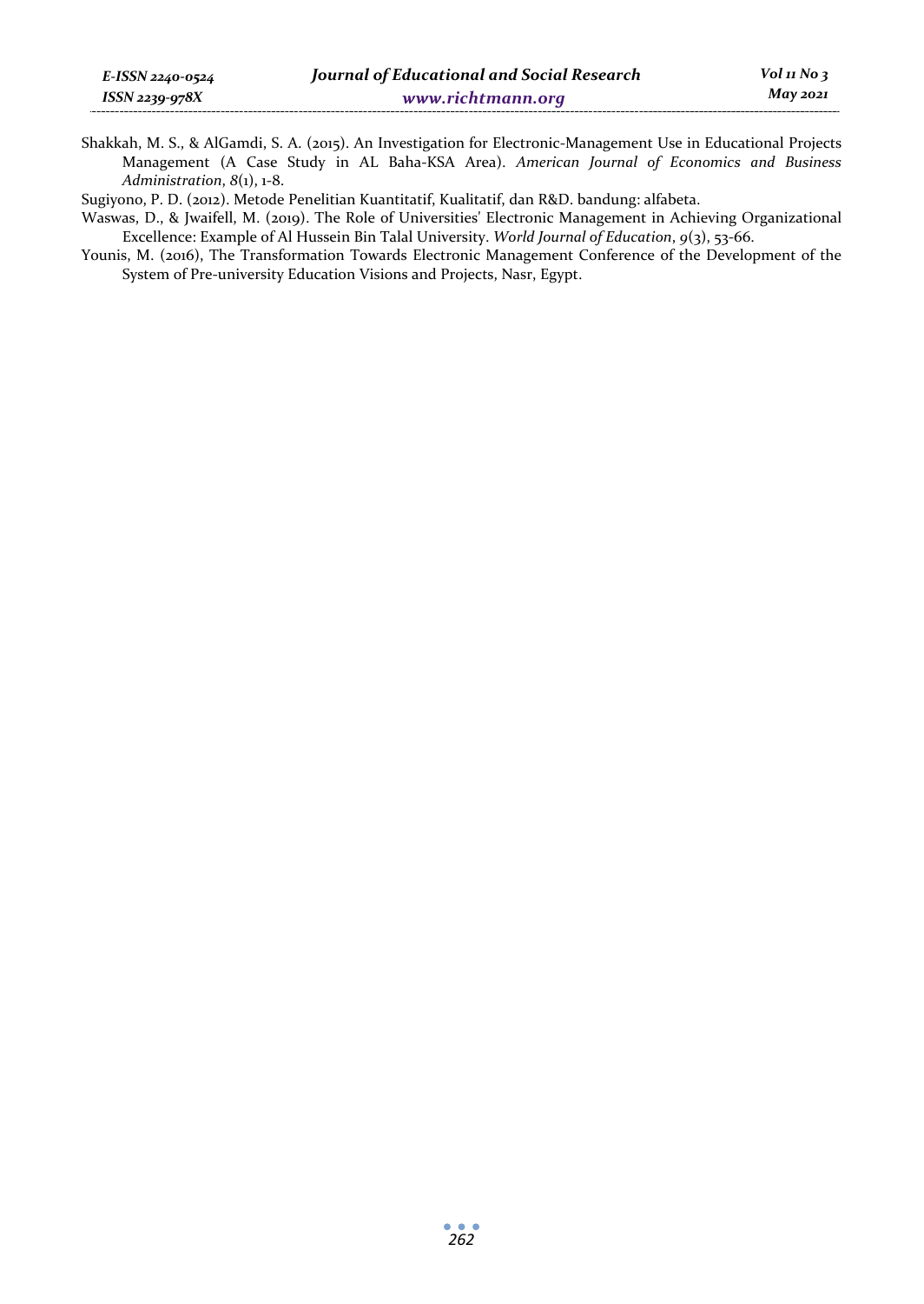Shakkah, M. S., & AlGamdi, S. A. (2015). An Investigation for Electronic-Management Use in Educational Projects Management (A Case Study in AL Baha-KSA Area). *American Journal of Economics and Business Administration*, *8*(1), 1-8.

Sugiyono, P. D. (2012). Metode Penelitian Kuantitatif, Kualitatif, dan R&D. bandung: alfabeta.

Waswas, D., & Jwaifell, M. (2019). The Role of Universities' Electronic Management in Achieving Organizational Excellence: Example of Al Hussein Bin Talal University. *World Journal of Education*, *9*(3), 53-66.

Younis, M. (2016), The Transformation Towards Electronic Management Conference of the Development of the System of Pre-university Education Visions and Projects, Nasr, Egypt.